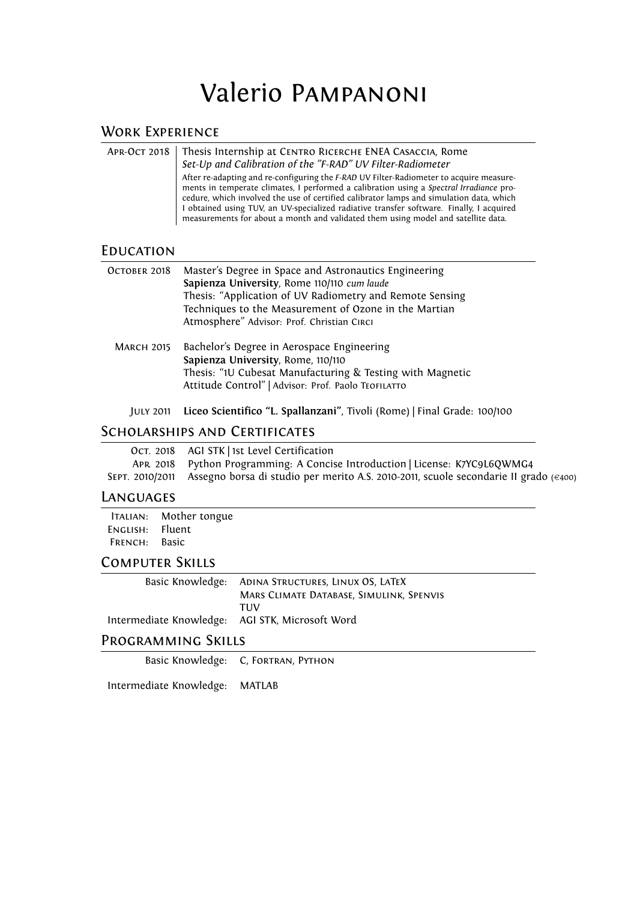# Valerio Pampanoni

## Work Experience

**Apr-Oct 2018** — Thesis Internship at Centro Ricerche ENEA Casaccia, Rome
*Set-Up and Calibration of the "F-RAD" UV Filter-Radiometer*
After re-adapting and re-configuring the *F-RAD* UV Filter-Radiometer to acquire measurements in temperate climates, I performed a calibration using a *Spectral Irradiance* procedure, which involved the use of certified calibrator lamps and simulation data, which I obtained using TUV, an UV-specialized radiative transfer software. Finally, I acquired measurements for about a month and validated them using model and satellite data.

## Education

**October 2018** — Master's Degree in Space and Astronautics Engineering
**Sapienza University**, Rome 110/110 *cum laude*
Thesis: "Application of UV Radiometry and Remote Sensing Techniques to the Measurement of Ozone in the Martian Atmosphere" Advisor: Prof. Christian Circi

**March 2015** — Bachelor's Degree in Aerospace Engineering
**Sapienza University**, Rome, 110/110
Thesis: "1U Cubesat Manufacturing & Testing with Magnetic Attitude Control" | Advisor: Prof. Paolo Teofilatto

**July 2011** — **Liceo Scientifico "L. Spallanzani"**, Tivoli (Rome) | Final Grade: 100/100

## Scholarships and Certificates

| | |
|---|---|
| Oct. 2018 | AGI STK \| 1st Level Certification |
| Apr. 2018 | Python Programming: A Concise Introduction \| License: K7YC9L6QWMG4 |
| Sept. 2010/2011 | Assegno borsa di studio per merito A.S. 2010-2011, scuole secondarie II grado (€400) |

## Languages

| | |
|---|---|
| Italian: | Mother tongue |
| English: | Fluent |
| French: | Basic |

## Computer Skills

| | |
|---|---|
| Basic Knowledge: | Adina Structures, Linux OS, LaTeX, Mars Climate Database, Simulink, Spenvis, TUV |
| Intermediate Knowledge: | AGI STK, Microsoft Word |

## Programming Skills

| | |
|---|---|
| Basic Knowledge: | C, Fortran, Python |
| Intermediate Knowledge: | MATLAB |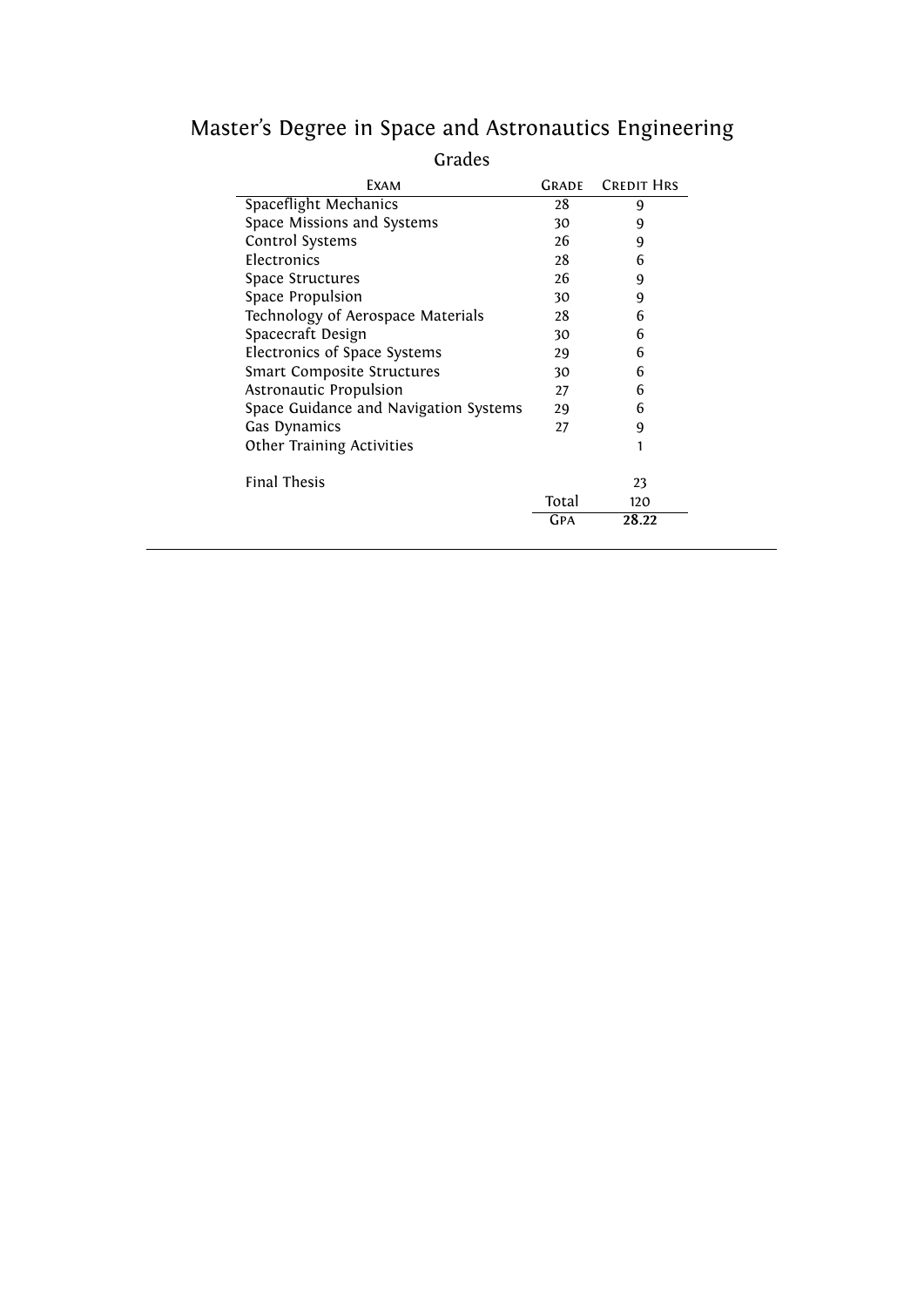# Master's Degree in Space and Astronautics Engineering

## Grades

| Exam | Grade | Credit Hrs |
|---|---|---|
| Spaceflight Mechanics | 28 | 9 |
| Space Missions and Systems | 30 | 9 |
| Control Systems | 26 | 9 |
| Electronics | 28 | 6 |
| Space Structures | 26 | 9 |
| Space Propulsion | 30 | 9 |
| Technology of Aerospace Materials | 28 | 6 |
| Spacecraft Design | 30 | 6 |
| Electronics of Space Systems | 29 | 6 |
| Smart Composite Structures | 30 | 6 |
| Astronautic Propulsion | 27 | 6 |
| Space Guidance and Navigation Systems | 29 | 6 |
| Gas Dynamics | 27 | 9 |
| Other Training Activities | | 1 |
| | | |
| Final Thesis | | 23 |
| | Total | 120 |
| | GPA | **28.22** |